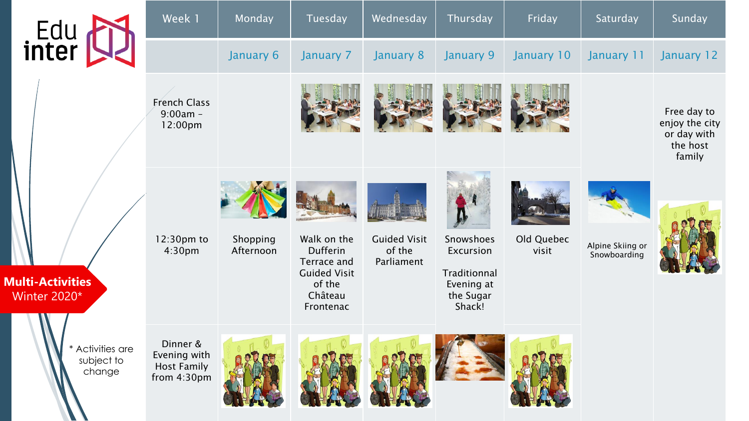Edu inter

**Multi-Activities** Winter 2020*

* Activities are subject to change

| Week 1 | Monday | Tuesday | Wednesday | Thursday | Friday | Saturday | Sunday |
|---|---|---|---|---|---|---|---|
| | January 6 | January 7 | January 8 | January 9 | January 10 | January 11 | January 12 |
| French Class 9:00am – 12:00pm | | | | | | | Free day to enjoy the city or day with the host family |
| 12:30pm to 4:30pm | Shopping Afternoon | Walk on the Dufferin Terrace and Guided Visit of the Château Frontenac | Guided Visit of the Parliament | Snowshoes Excursion<br><br>Traditionnal Evening at the Sugar Shack! | Old Quebec visit | Alpine Skiing or Snowboarding | |
| Dinner & Evening with Host Family from 4:30pm | | | | | | | |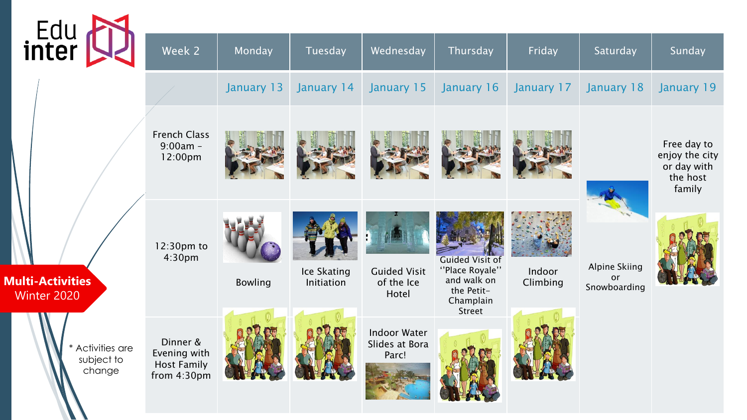Edu inter

**Multi-Activities** Winter 2020

| Week 2 | Monday | Tuesday | Wednesday | Thursday | Friday | Saturday | Sunday |
|---|---|---|---|---|---|---|---|
| | January 13 | January 14 | January 15 | January 16 | January 17 | January 18 | January 19 |
| French Class 9:00am – 12:00pm | | | | | | Alpine Skiing or Snowboarding | Free day to enjoy the city or day with the host family |
| 12:30pm to 4:30pm | Bowling | Ice Skating Initiation | Guided Visit of the Ice Hotel | Guided Visit of ''Place Royale'' and walk on the Petit-Champlain Street | Indoor Climbing | | |
| Dinner & Evening with Host Family from 4:30pm | | | Indoor Water Slides at Bora Parc! | | | | |

* Activities are subject to change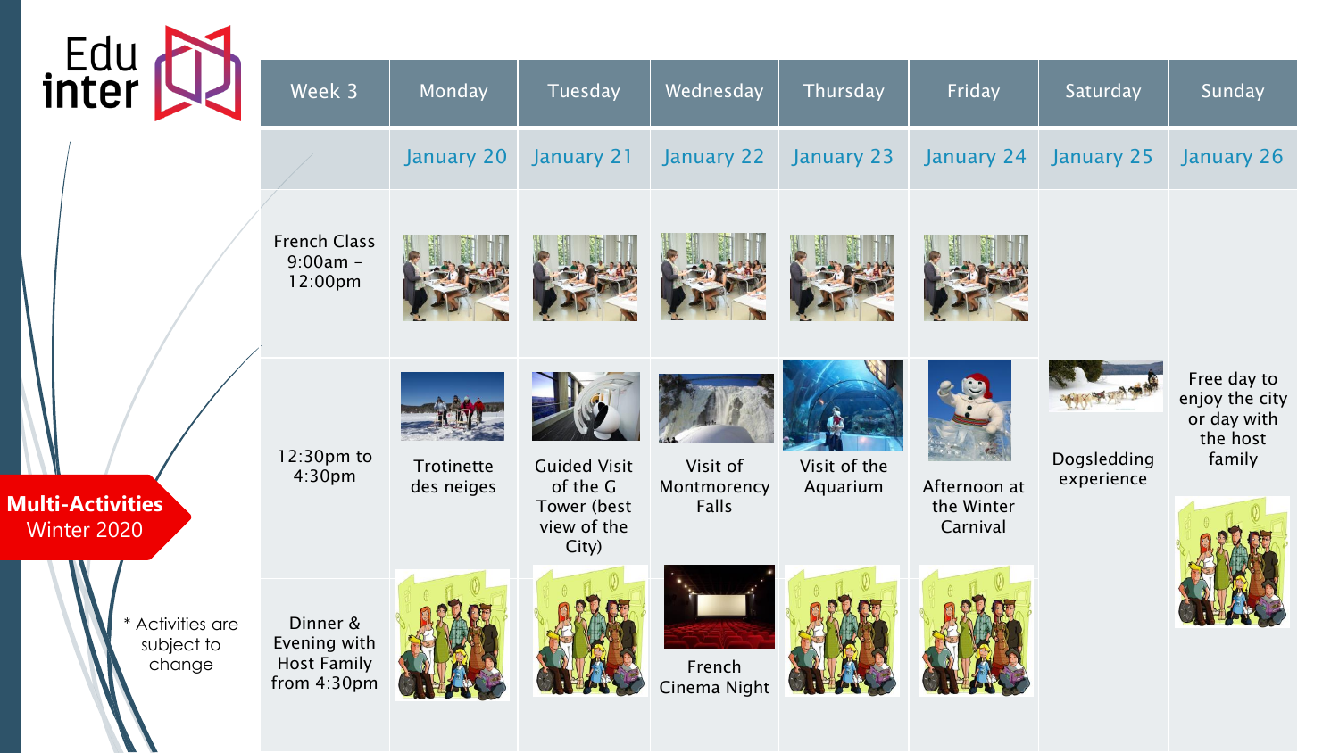Edu inter

**Multi-Activities** Winter 2020

* Activities are subject to change

| Week 3 | Monday | Tuesday | Wednesday | Thursday | Friday | Saturday | Sunday |
|---|---|---|---|---|---|---|---|
| | January 20 | January 21 | January 22 | January 23 | January 24 | January 25 | January 26 |
| French Class 9:00am – 12:00pm | | | | | | | Free day to enjoy the city or day with the host family |
| 12:30pm to 4:30pm | Trotinette des neiges | Guided Visit of the G Tower (best view of the City) | Visit of Montmorency Falls | Visit of the Aquarium | Afternoon at the Winter Carnival | Dogsledding experience | |
| Dinner & Evening with Host Family from 4:30pm | | | French Cinema Night | | | | |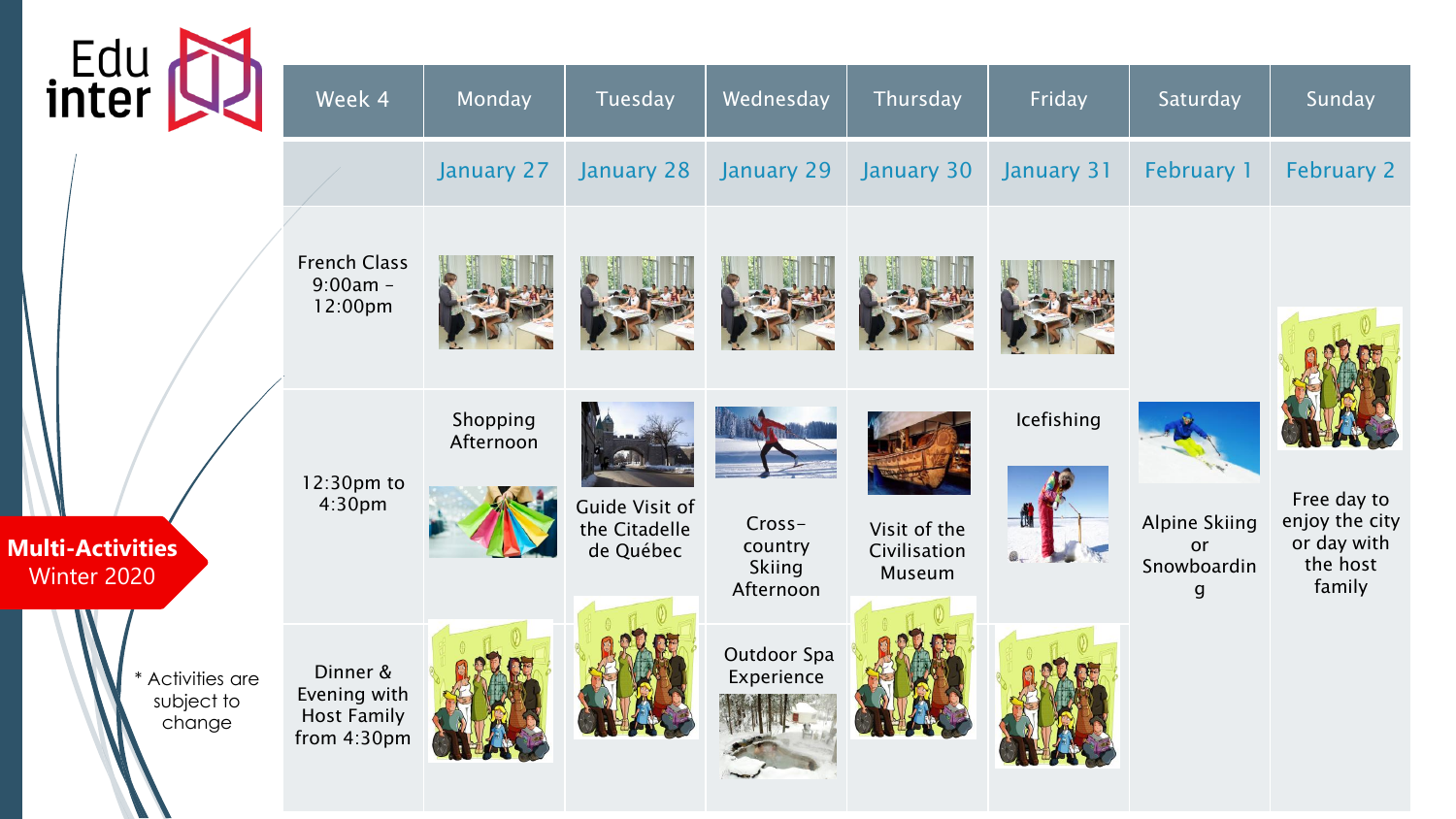Edu inter

**Multi-Activities**
Winter 2020

\* Activities are subject to change

| Week 4 | Monday | Tuesday | Wednesday | Thursday | Friday | Saturday | Sunday |
|---|---|---|---|---|---|---|---|
| | January 27 | January 28 | January 29 | January 30 | January 31 | February 1 | February 2 |
| French Class 9:00am – 12:00pm | | | | | | Alpine Skiing or Snowboarding | Free day to enjoy the city or day with the host family |
| 12:30pm to 4:30pm | Shopping Afternoon | Guide Visit of the Citadelle de Québec | Cross-country Skiing Afternoon | Visit of the Civilisation Museum | Icefishing | | |
| Dinner & Evening with Host Family from 4:30pm | | | Outdoor Spa Experience | | | | |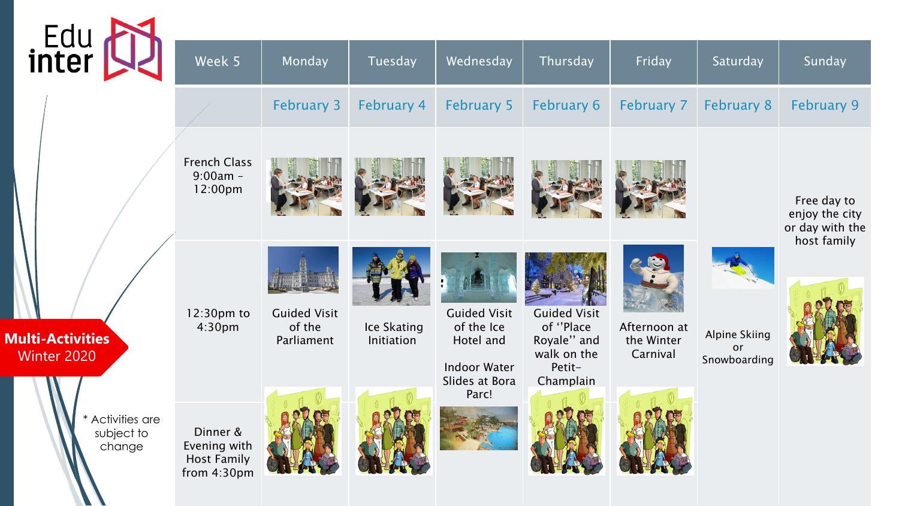Edu inter

**Multi-Activities** Winter 2020

| Week 5 | Monday | Tuesday | Wednesday | Thursday | Friday | Saturday | Sunday |
|---|---|---|---|---|---|---|---|
| | February 3 | February 4 | February 5 | February 6 | February 7 | February 8 | February 9 |
| French Class 9:00am – 12:00pm | | | | | | Alpine Skiing or Snowboarding | Free day to enjoy the city or day with the host family |
| 12:30pm to 4:30pm | Guided Visit of the Parliament | Ice Skating Initiation | Guided Visit of the Ice Hotel and Indoor Water Slides at Bora Parc! | Guided Visit of "Place Royale" and walk on the Petit-Champlain | Afternoon at the Winter Carnival | | |
| Dinner & Evening with Host Family from 4:30pm | | | | | | | |

\* Activities are subject to change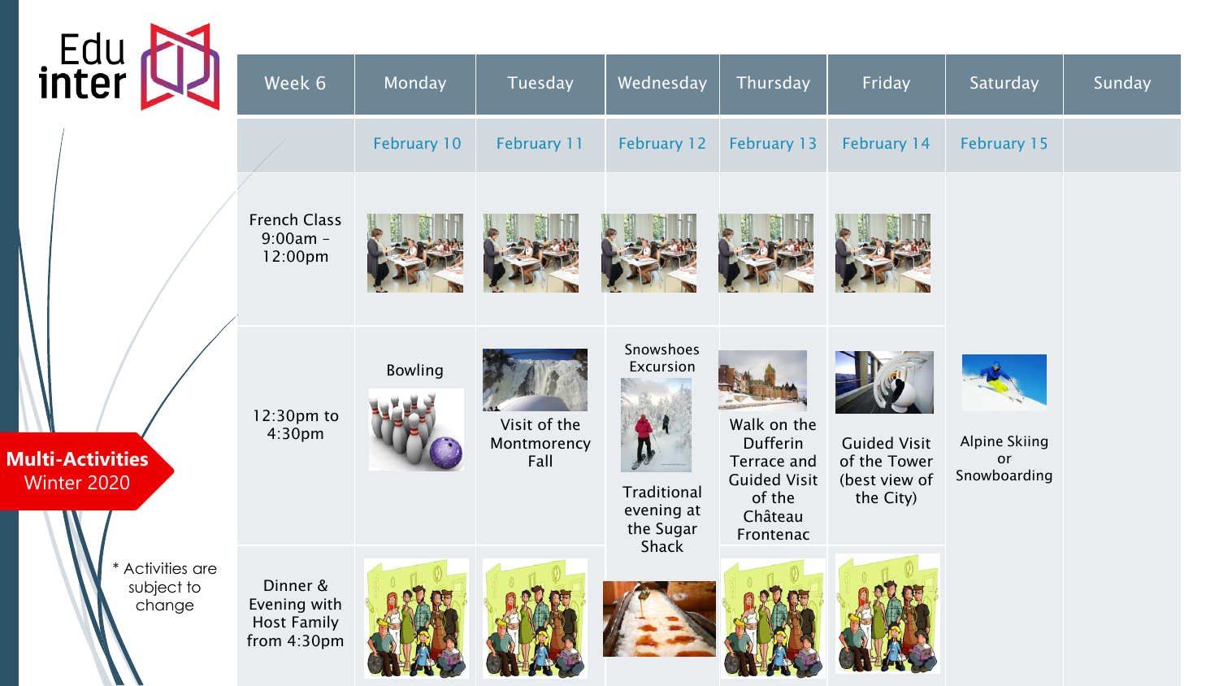Edu inter

**Multi-Activities** Winter 2020

\* Activities are subject to change

| Week 6 | Monday | Tuesday | Wednesday | Thursday | Friday | Saturday | Sunday |
|---|---|---|---|---|---|---|---|
| | February 10 | February 11 | February 12 | February 13 | February 14 | February 15 | |
| French Class 9:00am – 12:00pm | | | | | | Alpine Skiing or Snowboarding | |
| 12:30pm to 4:30pm | Bowling | Visit of the Montmorency Fall | Snowshoes Excursion | Walk on the Dufferin Terrace and Guided Visit of the Château Frontenac | Guided Visit of the Tower (best view of the City) | | |
| Dinner & Evening with Host Family from 4:30pm | | | Traditional evening at the Sugar Shack | | | | |